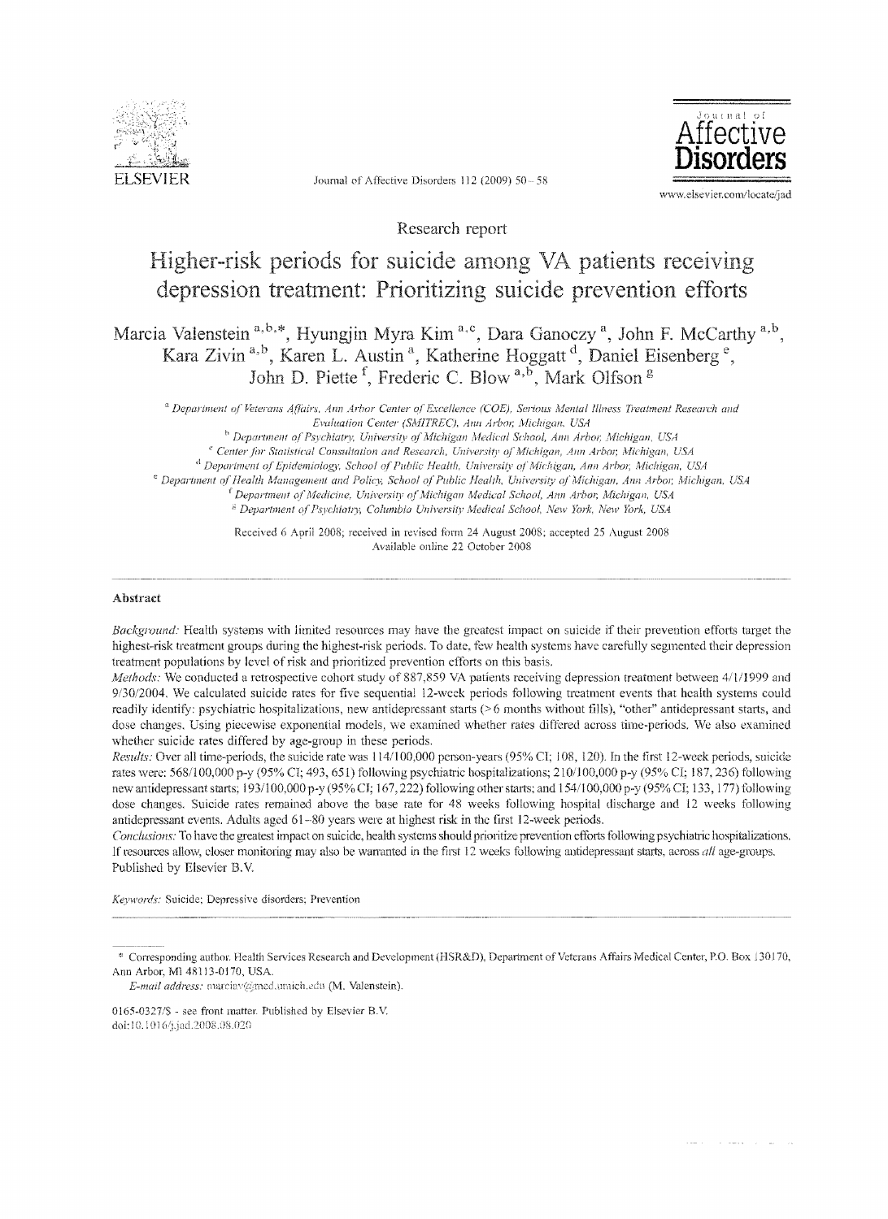Research report

# Higher-risk periods for suicide among VA patients receiving depression treatment: Prioritizing suicide prevention efforts

Marcia Valenstein [a,b,*], Hyungjin Myra Kim [a,c], Dara Ganoczy [a], John F. McCarthy [a,b], Kara Zivin [a,b], Karen L. Austin [a], Katherine Hoggatt [d], Daniel Eisenberg [e], John D. Piette [f], Frederic C. Blow [a,b], Mark Olfson [g]

[a] Department of Veterans Affairs, Ann Arbor Center of Excellence (COE), Serious Mental Illness Treatment Research and Evaluation Center (SMITREC), Ann Arbor, Michigan, USA

[b] Department of Psychiatry, University of Michigan Medical School, Ann Arbor, Michigan, USA

[c] Center for Statistical Consultation and Research, University of Michigan, Ann Arbor, Michigan, USA

[d] Department of Epidemiology, School of Public Health, University of Michigan, Ann Arbor, Michigan, USA

[e] Department of Health Management and Policy, School of Public Health, University of Michigan, Ann Arbor, Michigan, USA

[f] Department of Medicine, University of Michigan Medical School, Ann Arbor, Michigan, USA

[g] Department of Psychiatry, Columbia University Medical School, New York, New York, USA

Received 6 April 2008; received in revised form 24 August 2008; accepted 25 August 2008

Available online 22 October 2008

## Abstract

*Background:* Health systems with limited resources may have the greatest impact on suicide if their prevention efforts target the highest-risk treatment groups during the highest-risk periods. To date, few health systems have carefully segmented their depression treatment populations by level of risk and prioritized prevention efforts on this basis.

*Methods:* We conducted a retrospective cohort study of 887,859 VA patients receiving depression treatment between 4/1/1999 and 9/30/2004. We calculated suicide rates for five sequential 12-week periods following treatment events that health systems could readily identify: psychiatric hospitalizations, new antidepressant starts (>6 months without fills), "other" antidepressant starts, and dose changes. Using piecewise exponential models, we examined whether rates differed across time-periods. We also examined whether suicide rates differed by age-group in these periods.

*Results:* Over all time-periods, the suicide rate was 114/100,000 person-years (95% CI; 108, 120). In the first 12-week periods, suicide rates were: 568/100,000 p-y (95% CI; 493, 651) following psychiatric hospitalizations; 210/100,000 p-y (95% CI; 187, 236) following new antidepressant starts; 193/100,000 p-y (95% CI; 167, 222) following other starts; and 154/100,000 p-y (95% CI; 133, 177) following dose changes. Suicide rates remained above the base rate for 48 weeks following hospital discharge and 12 weeks following antidepressant events. Adults aged 61–80 years were at highest risk in the first 12-week periods.

*Conclusions:* To have the greatest impact on suicide, health systems should prioritize prevention efforts following psychiatric hospitalizations. If resources allow, closer monitoring may also be warranted in the first 12 weeks following antidepressant starts, across *all* age-groups.

Published by Elsevier B.V.

*Keywords:* Suicide; Depressive disorders; Prevention

---

\* Corresponding author. Health Services Research and Development (HSR&D), Department of Veterans Affairs Medical Center, P.O. Box 130170, Ann Arbor, MI 48113-0170, USA.

*E-mail address:* marciav@med.umich.edu (M. Valenstein).

0165-0327/$ - see front matter. Published by Elsevier B.V.

doi:10.1016/j.jad.2008.08.020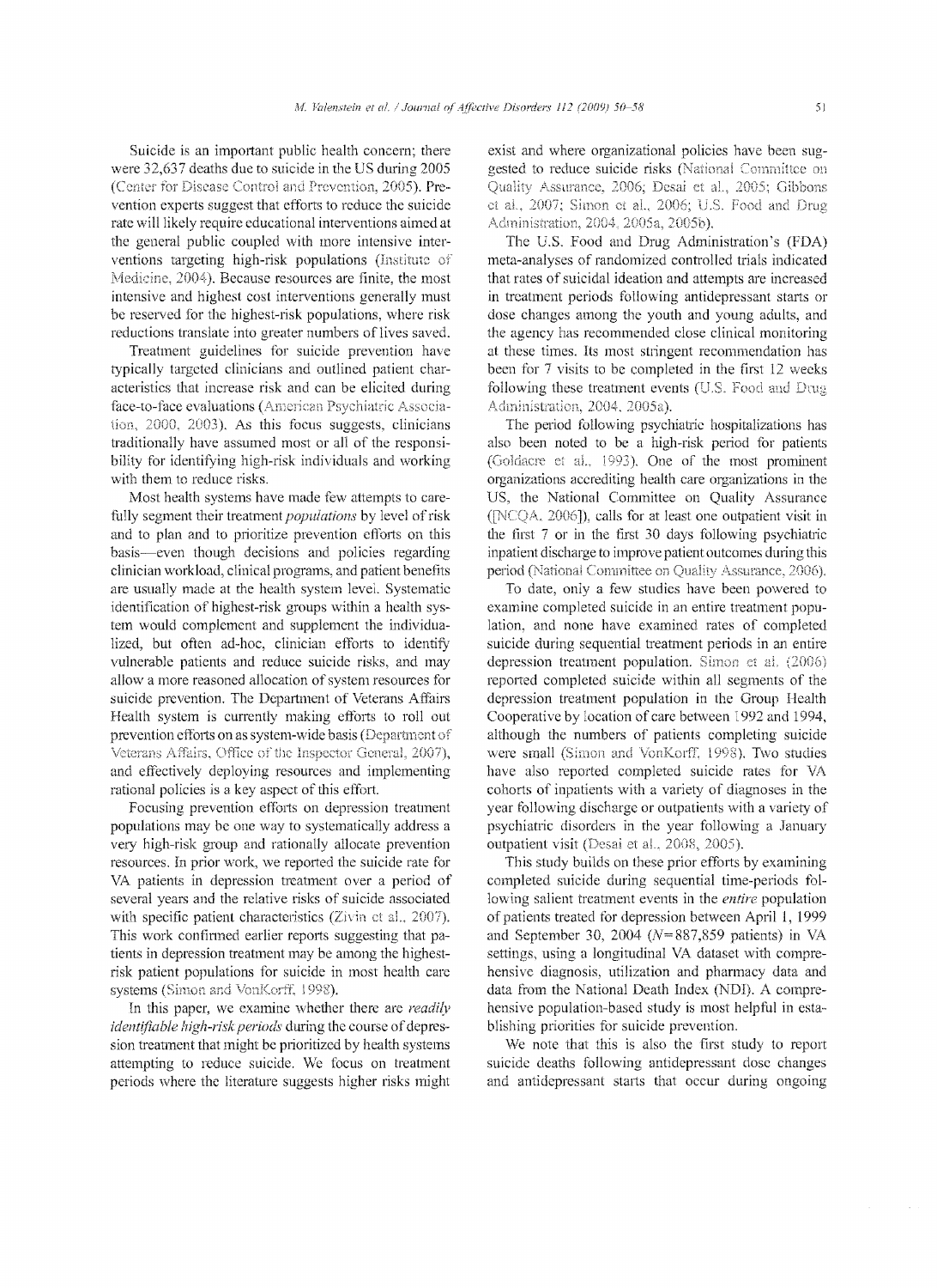Suicide is an important public health concern; there were 32,637 deaths due to suicide in the US during 2005 (Center for Disease Control and Prevention, 2005). Prevention experts suggest that efforts to reduce the suicide rate will likely require educational interventions aimed at the general public coupled with more intensive interventions targeting high-risk populations (Institute of Medicine, 2004). Because resources are finite, the most intensive and highest cost interventions generally must be reserved for the highest-risk populations, where risk reductions translate into greater numbers of lives saved.

Treatment guidelines for suicide prevention have typically targeted clinicians and outlined patient characteristics that increase risk and can be elicited during face-to-face evaluations (American Psychiatric Association, 2000, 2003). As this focus suggests, clinicians traditionally have assumed most or all of the responsibility for identifying high-risk individuals and working with them to reduce risks.

Most health systems have made few attempts to carefully segment their treatment *populations* by level of risk and to plan and to prioritize prevention efforts on this basis—even though decisions and policies regarding clinician workload, clinical programs, and patient benefits are usually made at the health system level. Systematic identification of highest-risk groups within a health system would complement and supplement the individualized, but often ad-hoc, clinician efforts to identify vulnerable patients and reduce suicide risks, and may allow a more reasoned allocation of system resources for suicide prevention. The Department of Veterans Affairs Health system is currently making efforts to roll out prevention efforts on as system-wide basis (Department of Veterans Affairs, Office of the Inspector General, 2007), and effectively deploying resources and implementing rational policies is a key aspect of this effort.

Focusing prevention efforts on depression treatment populations may be one way to systematically address a very high-risk group and rationally allocate prevention resources. In prior work, we reported the suicide rate for VA patients in depression treatment over a period of several years and the relative risks of suicide associated with specific patient characteristics (Zivin et al., 2007). This work confirmed earlier reports suggesting that patients in depression treatment may be among the highest-risk patient populations for suicide in most health care systems (Simon and VonKorff, 1998).

In this paper, we examine whether there are *readily identifiable high-risk periods* during the course of depression treatment that might be prioritized by health systems attempting to reduce suicide. We focus on treatment periods where the literature suggests higher risks might exist and where organizational policies have been suggested to reduce suicide risks (National Committee on Quality Assurance, 2006; Desai et al., 2005; Gibbons et al., 2007; Simon et al., 2006; U.S. Food and Drug Administration, 2004, 2005a, 2005b).

The U.S. Food and Drug Administration's (FDA) meta-analyses of randomized controlled trials indicated that rates of suicidal ideation and attempts are increased in treatment periods following antidepressant starts or dose changes among the youth and young adults, and the agency has recommended close clinical monitoring at these times. Its most stringent recommendation has been for 7 visits to be completed in the first 12 weeks following these treatment events (U.S. Food and Drug Administration, 2004, 2005a).

The period following psychiatric hospitalizations has also been noted to be a high-risk period for patients (Goldacre et al., 1993). One of the most prominent organizations accrediting health care organizations in the US, the National Committee on Quality Assurance ([NCQA, 2006]), calls for at least one outpatient visit in the first 7 or in the first 30 days following psychiatric inpatient discharge to improve patient outcomes during this period (National Committee on Quality Assurance, 2006).

To date, only a few studies have been powered to examine completed suicide in an entire treatment population, and none have examined rates of completed suicide during sequential treatment periods in an entire depression treatment population. Simon et al. (2006) reported completed suicide within all segments of the depression treatment population in the Group Health Cooperative by location of care between 1992 and 1994, although the numbers of patients completing suicide were small (Simon and VonKorff, 1998). Two studies have also reported completed suicide rates for VA cohorts of inpatients with a variety of diagnoses in the year following discharge or outpatients with a variety of psychiatric disorders in the year following a January outpatient visit (Desai et al., 2008, 2005).

This study builds on these prior efforts by examining completed suicide during sequential time-periods following salient treatment events in the *entire* population of patients treated for depression between April 1, 1999 and September 30, 2004 ($N = 887{,}859$ patients) in VA settings, using a longitudinal VA dataset with comprehensive diagnosis, utilization and pharmacy data and data from the National Death Index (NDI). A comprehensive population-based study is most helpful in establishing priorities for suicide prevention.

We note that this is also the first study to report suicide deaths following antidepressant dose changes and antidepressant starts that occur during ongoing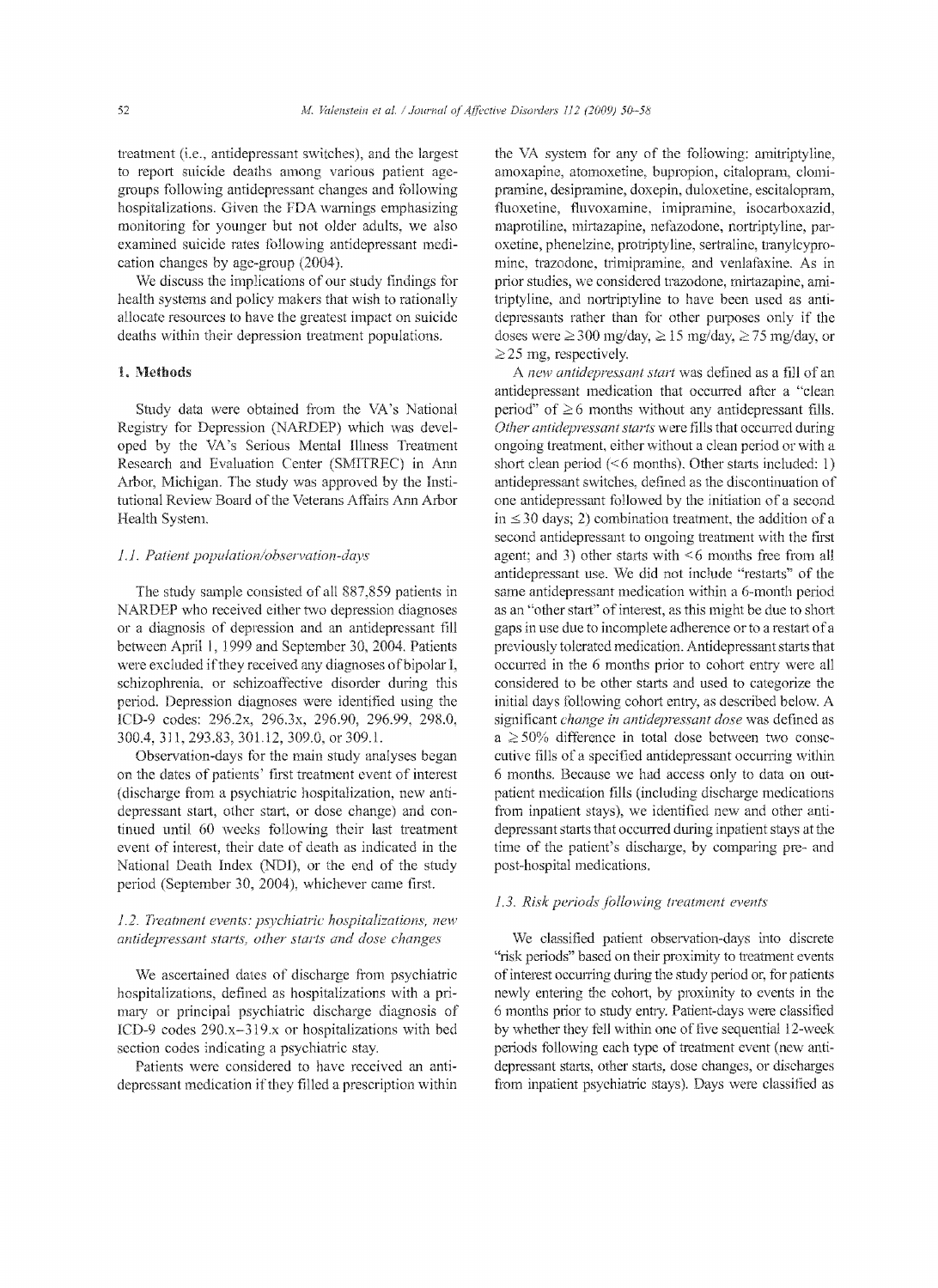treatment (i.e., antidepressant switches), and the largest to report suicide deaths among various patient age-groups following antidepressant changes and following hospitalizations. Given the FDA warnings emphasizing monitoring for younger but not older adults, we also examined suicide rates following antidepressant medication changes by age-group (2004).

We discuss the implications of our study findings for health systems and policy makers that wish to rationally allocate resources to have the greatest impact on suicide deaths within their depression treatment populations.

## 1. Methods

Study data were obtained from the VA's National Registry for Depression (NARDEP) which was developed by the VA's Serious Mental Illness Treatment Research and Evaluation Center (SMITREC) in Ann Arbor, Michigan. The study was approved by the Institutional Review Board of the Veterans Affairs Ann Arbor Health System.

### 1.1. Patient population/observation-days

The study sample consisted of all 887,859 patients in NARDEP who received either two depression diagnoses or a diagnosis of depression and an antidepressant fill between April 1, 1999 and September 30, 2004. Patients were excluded if they received any diagnoses of bipolar I, schizophrenia, or schizoaffective disorder during this period. Depression diagnoses were identified using the ICD-9 codes: 296.2x, 296.3x, 296.90, 296.99, 298.0, 300.4, 311, 293.83, 301.12, 309.0, or 309.1.

Observation-days for the main study analyses began on the dates of patients' first treatment event of interest (discharge from a psychiatric hospitalization, new antidepressant start, other start, or dose change) and continued until 60 weeks following their last treatment event of interest, their date of death as indicated in the National Death Index (NDI), or the end of the study period (September 30, 2004), whichever came first.

### 1.2. Treatment events: psychiatric hospitalizations, new antidepressant starts, other starts and dose changes

We ascertained dates of discharge from psychiatric hospitalizations, defined as hospitalizations with a primary or principal psychiatric discharge diagnosis of ICD-9 codes 290.x–319.x or hospitalizations with bed section codes indicating a psychiatric stay.

Patients were considered to have received an antidepressant medication if they filled a prescription within the VA system for any of the following: amitriptyline, amoxapine, atomoxetine, bupropion, citalopram, clomipramine, desipramine, doxepin, duloxetine, escitalopram, fluoxetine, fluvoxamine, imipramine, isocarboxazid, maprotiline, mirtazapine, nefazodone, nortriptyline, paroxetine, phenelzine, protriptyline, sertraline, tranylcypromine, trazodone, trimipramine, and venlafaxine. As in prior studies, we considered trazodone, mirtazapine, amitriptyline, and nortriptyline to have been used as antidepressants rather than for other purposes only if the doses were ≥ 300 mg/day, ≥ 15 mg/day, ≥ 75 mg/day, or ≥ 25 mg, respectively.

A *new antidepressant start* was defined as a fill of an antidepressant medication that occurred after a "clean period" of ≥ 6 months without any antidepressant fills. *Other antidepressant starts* were fills that occurred during ongoing treatment, either without a clean period or with a short clean period (< 6 months). Other starts included: 1) antidepressant switches, defined as the discontinuation of one antidepressant followed by the initiation of a second in ≤ 30 days; 2) combination treatment, the addition of a second antidepressant to ongoing treatment with the first agent; and 3) other starts with < 6 months free from all antidepressant use. We did not include "restarts" of the same antidepressant medication within a 6-month period as an "other start" of interest, as this might be due to short gaps in use due to incomplete adherence or to a restart of a previously tolerated medication. Antidepressant starts that occurred in the 6 months prior to cohort entry were all considered to be other starts and used to categorize the initial days following cohort entry, as described below. A significant *change in antidepressant dose* was defined as a ≥ 50% difference in total dose between two consecutive fills of a specified antidepressant occurring within 6 months. Because we had access only to data on outpatient medication fills (including discharge medications from inpatient stays), we identified new and other antidepressant starts that occurred during inpatient stays at the time of the patient's discharge, by comparing pre- and post-hospital medications.

### 1.3. Risk periods following treatment events

We classified patient observation-days into discrete "risk periods" based on their proximity to treatment events of interest occurring during the study period or, for patients newly entering the cohort, by proximity to events in the 6 months prior to study entry. Patient-days were classified by whether they fell within one of five sequential 12-week periods following each type of treatment event (new antidepressant starts, other starts, dose changes, or discharges from inpatient psychiatric stays). Days were classified as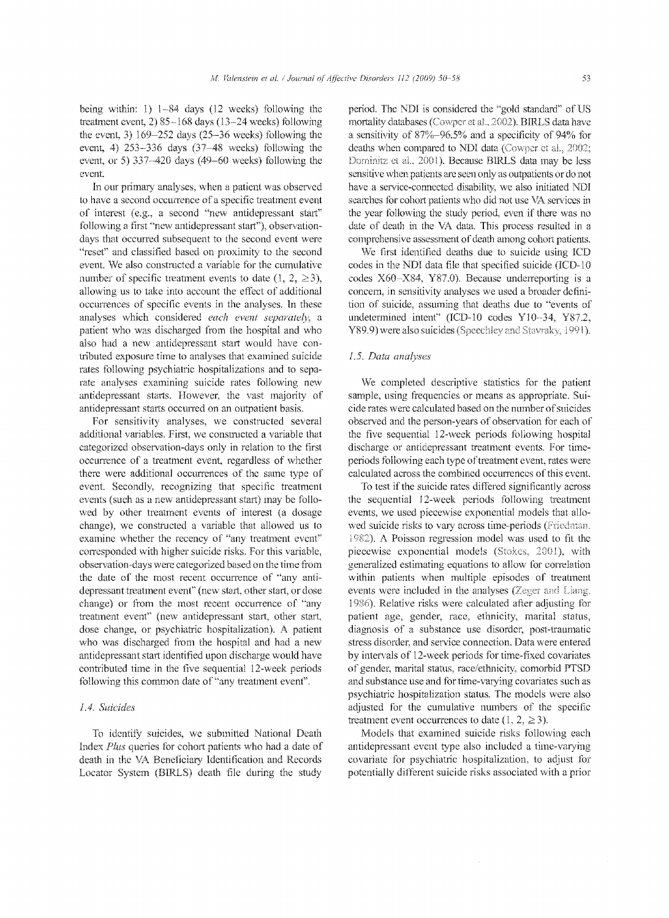being within: 1) 1–84 days (12 weeks) following the treatment event, 2) 85–168 days (13–24 weeks) following the event, 3) 169–252 days (25–36 weeks) following the event, 4) 253–336 days (37–48 weeks) following the event, or 5) 337–420 days (49–60 weeks) following the event.

In our primary analyses, when a patient was observed to have a second occurrence of a specific treatment event of interest (e.g., a second "new antidepressant start" following a first "new antidepressant start"), observation-days that occurred subsequent to the second event were "reset" and classified based on proximity to the second event. We also constructed a variable for the cumulative number of specific treatment events to date (1, 2, ≥3), allowing us to take into account the effect of additional occurrences of specific events in the analyses. In these analyses which considered *each event separately*, a patient who was discharged from the hospital and who also had a new antidepressant start would have contributed exposure time to analyses that examined suicide rates following psychiatric hospitalizations and to separate analyses examining suicide rates following new antidepressant starts. However, the vast majority of antidepressant starts occurred on an outpatient basis.

For sensitivity analyses, we constructed several additional variables. First, we constructed a variable that categorized observation-days only in relation to the first occurrence of a treatment event, regardless of whether there were additional occurrences of the same type of event. Secondly, recognizing that specific treatment events (such as a new antidepressant start) may be followed by other treatment events of interest (a dosage change), we constructed a variable that allowed us to examine whether the recency of "any treatment event" corresponded with higher suicide risks. For this variable, observation-days were categorized based on the time from the date of the most recent occurrence of "any antidepressant treatment event" (new start, other start, or dose change) or from the most recent occurrence of "any treatment event" (new antidepressant start, other start, dose change, or psychiatric hospitalization). A patient who was discharged from the hospital and had a new antidepressant start identified upon discharge would have contributed time in the five sequential 12-week periods following this common date of "any treatment event".

### 1.4. Suicides

To identify suicides, we submitted National Death Index *Plus* queries for cohort patients who had a date of death in the VA Beneficiary Identification and Records Locator System (BIRLS) death file during the study period. The NDI is considered the "gold standard" of US mortality databases (Cowper et al., 2002). BIRLS data have a sensitivity of 87%–96.5% and a specificity of 94% for deaths when compared to NDI data (Cowper et al., 2002; Dominitz et al., 2001). Because BIRLS data may be less sensitive when patients are seen only as outpatients or do not have a service-connected disability, we also initiated NDI searches for cohort patients who did not use VA services in the year following the study period, even if there was no date of death in the VA data. This process resulted in a comprehensive assessment of death among cohort patients.

We first identified deaths due to suicide using ICD codes in the NDI data file that specified suicide (ICD-10 codes X60–X84, Y87.0). Because underreporting is a concern, in sensitivity analyses we used a broader definition of suicide, assuming that deaths due to "events of undetermined intent" (ICD-10 codes Y10–34, Y87.2, Y89.9) were also suicides (Speechley and Stavraky, 1991).

### 1.5. Data analyses

We completed descriptive statistics for the patient sample, using frequencies or means as appropriate. Suicide rates were calculated based on the number of suicides observed and the person-years of observation for each of the five sequential 12-week periods following hospital discharge or antidepressant treatment events. For time-periods following each type of treatment event, rates were calculated across the combined occurrences of this event.

To test if the suicide rates differed significantly across the sequential 12-week periods following treatment events, we used piecewise exponential models that allowed suicide risks to vary across time-periods (Friedman, 1982). A Poisson regression model was used to fit the piecewise exponential models (Stokes, 2001), with generalized estimating equations to allow for correlation within patients when multiple episodes of treatment events were included in the analyses (Zeger and Liang, 1986). Relative risks were calculated after adjusting for patient age, gender, race, ethnicity, marital status, diagnosis of a substance use disorder, post-traumatic stress disorder, and service connection. Data were entered by intervals of 12-week periods for time-fixed covariates of gender, marital status, race/ethnicity, comorbid PTSD and substance use and for time-varying covariates such as psychiatric hospitalization status. The models were also adjusted for the cumulative numbers of the specific treatment event occurrences to date (1, 2, ≥3).

Models that examined suicide risks following each antidepressant event type also included a time-varying covariate for psychiatric hospitalization, to adjust for potentially different suicide risks associated with a prior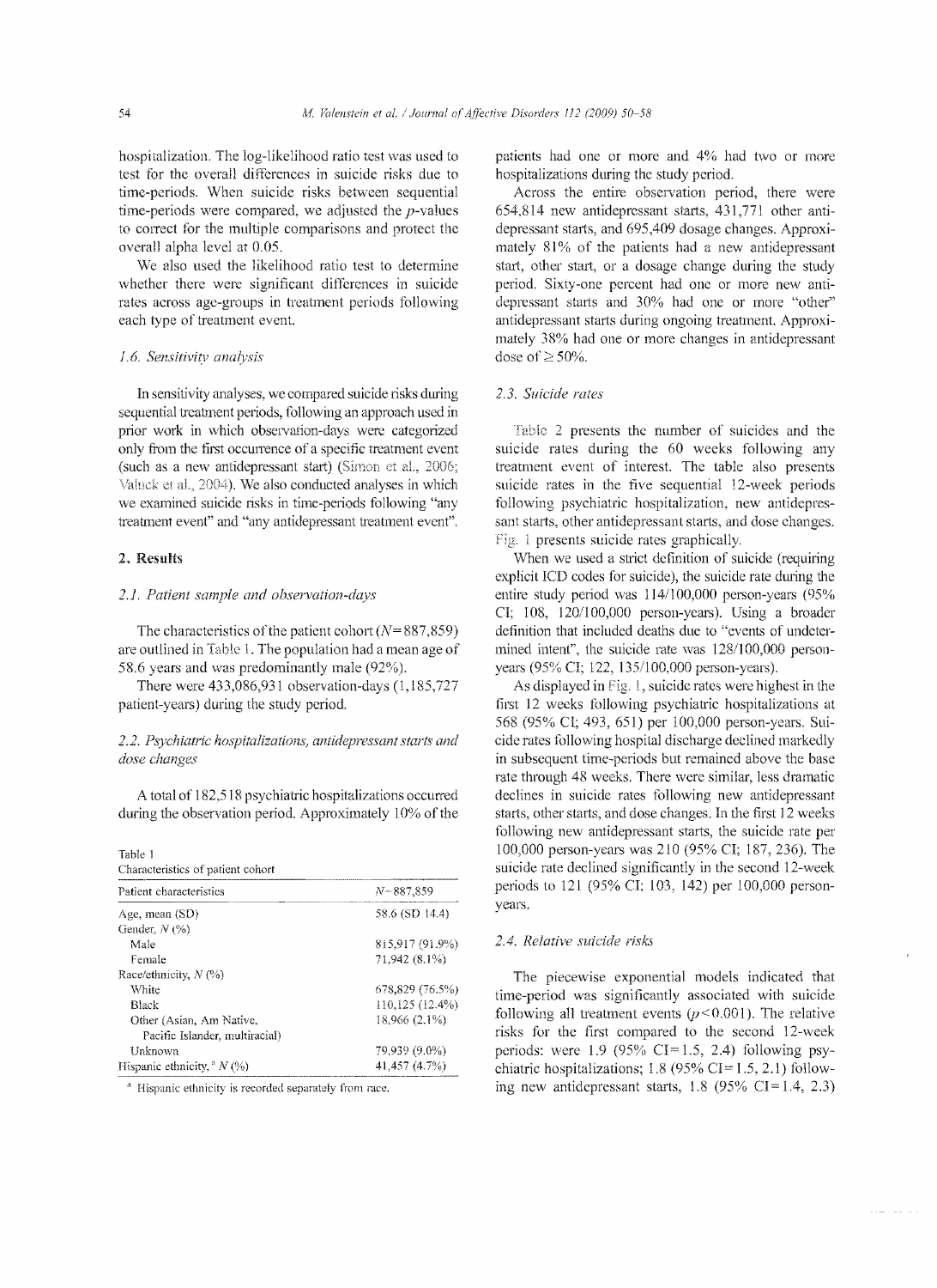hospitalization. The log-likelihood ratio test was used to test for the overall differences in suicide risks due to time-periods. When suicide risks between sequential time-periods were compared, we adjusted the $p$-values to correct for the multiple comparisons and protect the overall alpha level at 0.05.

We also used the likelihood ratio test to determine whether there were significant differences in suicide rates across age-groups in treatment periods following each type of treatment event.

### 1.6. Sensitivity analysis

In sensitivity analyses, we compared suicide risks during sequential treatment periods, following an approach used in prior work in which observation-days were categorized only from the first occurrence of a specific treatment event (such as a new antidepressant start) (Simon et al., 2006; Valuck et al., 2004). We also conducted analyses in which we examined suicide risks in time-periods following "any treatment event" and "any antidepressant treatment event".

## 2. Results

### 2.1. Patient sample and observation-days

The characteristics of the patient cohort ($N$ = 887,859) are outlined in Table 1. The population had a mean age of 58.6 years and was predominantly male (92%).

There were 433,086,931 observation-days (1,185,727 patient-years) during the study period.

### 2.2. Psychiatric hospitalizations, antidepressant starts and dose changes

A total of 182,518 psychiatric hospitalizations occurred during the observation period. Approximately 10% of the patients had one or more and 4% had two or more hospitalizations during the study period.

Across the entire observation period, there were 654,814 new antidepressant starts, 431,771 other antidepressant starts, and 695,409 dosage changes. Approximately 81% of the patients had a new antidepressant start, other start, or a dosage change during the study period. Sixty-one percent had one or more new antidepressant starts and 30% had one or more "other" antidepressant starts during ongoing treatment. Approximately 38% had one or more changes in antidepressant dose of ≥ 50%.

Table 1
Characteristics of patient cohort

| Patient characteristics | $N$ = 887,859 |
|---|---|
| Age, mean (SD) | 58.6 (SD 14.4) |
| Gender, $N$ (%) | |
| Male | 815,917 (91.9%) |
| Female | 71,942 (8.1%) |
| Race/ethnicity, $N$ (%) | |
| White | 678,829 (76.5%) |
| Black | 110,125 (12.4%) |
| Other (Asian, Am Native, Pacific Islander, multiracial) | 18,966 (2.1%) |
| Unknown | 79,939 (9.0%) |
| Hispanic ethnicity,[a] $N$ (%) | 41,457 (4.7%) |

[a] Hispanic ethnicity is recorded separately from race.

### 2.3. Suicide rates

Table 2 presents the number of suicides and the suicide rates during the 60 weeks following any treatment event of interest. The table also presents suicide rates in the five sequential 12-week periods following psychiatric hospitalization, new antidepressant starts, other antidepressant starts, and dose changes. Fig. 1 presents suicide rates graphically.

When we used a strict definition of suicide (requiring explicit ICD codes for suicide), the suicide rate during the entire study period was 114/100,000 person-years (95% CI; 108, 120/100,000 person-years). Using a broader definition that included deaths due to "events of undetermined intent", the suicide rate was 128/100,000 person-years (95% CI; 122, 135/100,000 person-years).

As displayed in Fig. 1, suicide rates were highest in the first 12 weeks following psychiatric hospitalizations at 568 (95% CI; 493, 651) per 100,000 person-years. Suicide rates following hospital discharge declined markedly in subsequent time-periods but remained above the base rate through 48 weeks. There were similar, less dramatic declines in suicide rates following new antidepressant starts, other starts, and dose changes. In the first 12 weeks following new antidepressant starts, the suicide rate per 100,000 person-years was 210 (95% CI; 187, 236). The suicide rate declined significantly in the second 12-week periods to 121 (95% CI; 103, 142) per 100,000 person-years.

### 2.4. Relative suicide risks

The piecewise exponential models indicated that time-period was significantly associated with suicide following all treatment events ($p$ < 0.001). The relative risks for the first compared to the second 12-week periods: were 1.9 (95% CI = 1.5, 2.4) following psychiatric hospitalizations; 1.8 (95% CI = 1.5, 2.1) following new antidepressant starts, 1.8 (95% CI = 1.4, 2.3)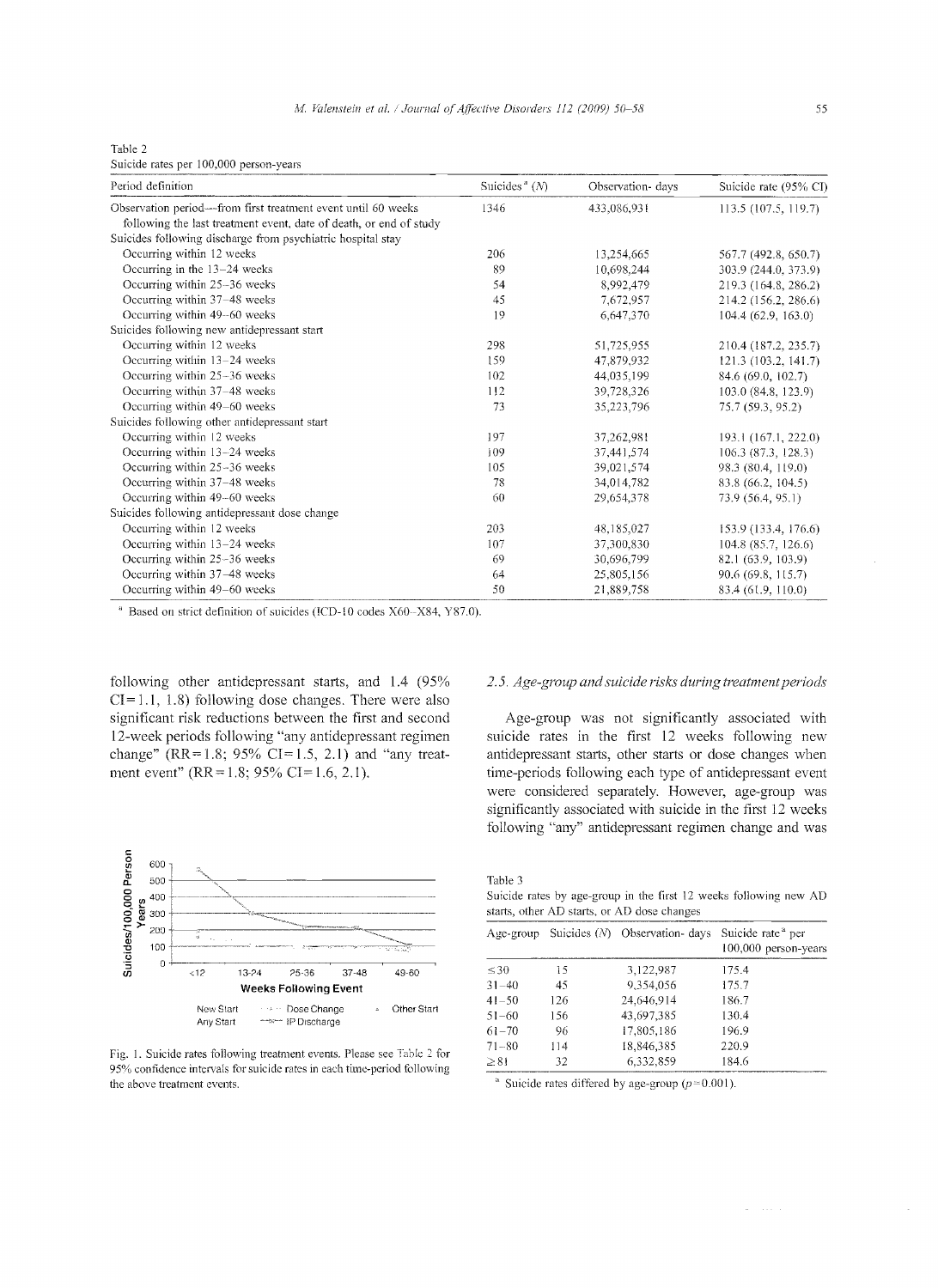Table 2
Suicide rates per 100,000 person-years

| Period definition | Suicides [a] (N) | Observation- days | Suicide rate (95% CI) |
|---|---|---|---|
| Observation period—from first treatment event until 60 weeks following the last treatment event, date of death, or end of study | 1346 | 433,086,931 | 113.5 (107.5, 119.7) |
| Suicides following discharge from psychiatric hospital stay | | | |
| Occurring within 12 weeks | 206 | 13,254,665 | 567.7 (492.8, 650.7) |
| Occurring in the 13–24 weeks | 89 | 10,698,244 | 303.9 (244.0, 373.9) |
| Occurring within 25–36 weeks | 54 | 8,992,479 | 219.3 (164.8, 286.2) |
| Occurring within 37–48 weeks | 45 | 7,672,957 | 214.2 (156.2, 286.6) |
| Occurring within 49–60 weeks | 19 | 6,647,370 | 104.4 (62.9, 163.0) |
| Suicides following new antidepressant start | | | |
| Occurring within 12 weeks | 298 | 51,725,955 | 210.4 (187.2, 235.7) |
| Occurring within 13–24 weeks | 159 | 47,879,932 | 121.3 (103.2, 141.7) |
| Occurring within 25–36 weeks | 102 | 44,035,199 | 84.6 (69.0, 102.7) |
| Occurring within 37–48 weeks | 112 | 39,728,326 | 103.0 (84.8, 123.9) |
| Occurring within 49–60 weeks | 73 | 35,223,796 | 75.7 (59.3, 95.2) |
| Suicides following other antidepressant start | | | |
| Occurring within 12 weeks | 197 | 37,262,981 | 193.1 (167.1, 222.0) |
| Occurring within 13–24 weeks | 109 | 37,441,574 | 106.3 (87.3, 128.3) |
| Occurring within 25–36 weeks | 105 | 39,021,574 | 98.3 (80.4, 119.0) |
| Occurring within 37–48 weeks | 78 | 34,014,782 | 83.8 (66.2, 104.5) |
| Occurring within 49–60 weeks | 60 | 29,654,378 | 73.9 (56.4, 95.1) |
| Suicides following antidepressant dose change | | | |
| Occurring within 12 weeks | 203 | 48,185,027 | 153.9 (133.4, 176.6) |
| Occurring within 13–24 weeks | 107 | 37,300,830 | 104.8 (85.7, 126.6) |
| Occurring within 25–36 weeks | 69 | 30,696,799 | 82.1 (63.9, 103.9) |
| Occurring within 37–48 weeks | 64 | 25,805,156 | 90.6 (69.8, 115.7) |
| Occurring within 49–60 weeks | 50 | 21,889,758 | 83.4 (61.9, 110.0) |

[a] Based on strict definition of suicides (ICD-10 codes X60–X84, Y87.0).

following other antidepressant starts, and 1.4 (95% CI = 1.1, 1.8) following dose changes. There were also significant risk reductions between the first and second 12-week periods following "any antidepressant regimen change" (RR = 1.8; 95% CI = 1.5, 2.1) and "any treatment event" (RR = 1.8; 95% CI = 1.6, 2.1).

Fig. 1. Suicide rates following treatment events. Please see Table 2 for 95% confidence intervals for suicide rates in each time-period following the above treatment events.

### 2.5. Age-group and suicide risks during treatment periods

Age-group was not significantly associated with suicide rates in the first 12 weeks following new antidepressant starts, other starts or dose changes when time-periods following each type of antidepressant event were considered separately. However, age-group was significantly associated with suicide in the first 12 weeks following "any" antidepressant regimen change and was

Table 3
Suicide rates by age-group in the first 12 weeks following new AD starts, other AD starts, or AD dose changes

| Age-group | Suicides (N) | Observation- days | Suicide rate [a] per 100,000 person-years |
|---|---|---|---|
| ≤30 | 15 | 3,122,987 | 175.4 |
| 31–40 | 45 | 9,354,056 | 175.7 |
| 41–50 | 126 | 24,646,914 | 186.7 |
| 51–60 | 156 | 43,697,385 | 130.4 |
| 61–70 | 96 | 17,805,186 | 196.9 |
| 71–80 | 114 | 18,846,385 | 220.9 |
| ≥81 | 32 | 6,332,859 | 184.6 |

[a] Suicide rates differed by age-group ($p = 0.001$).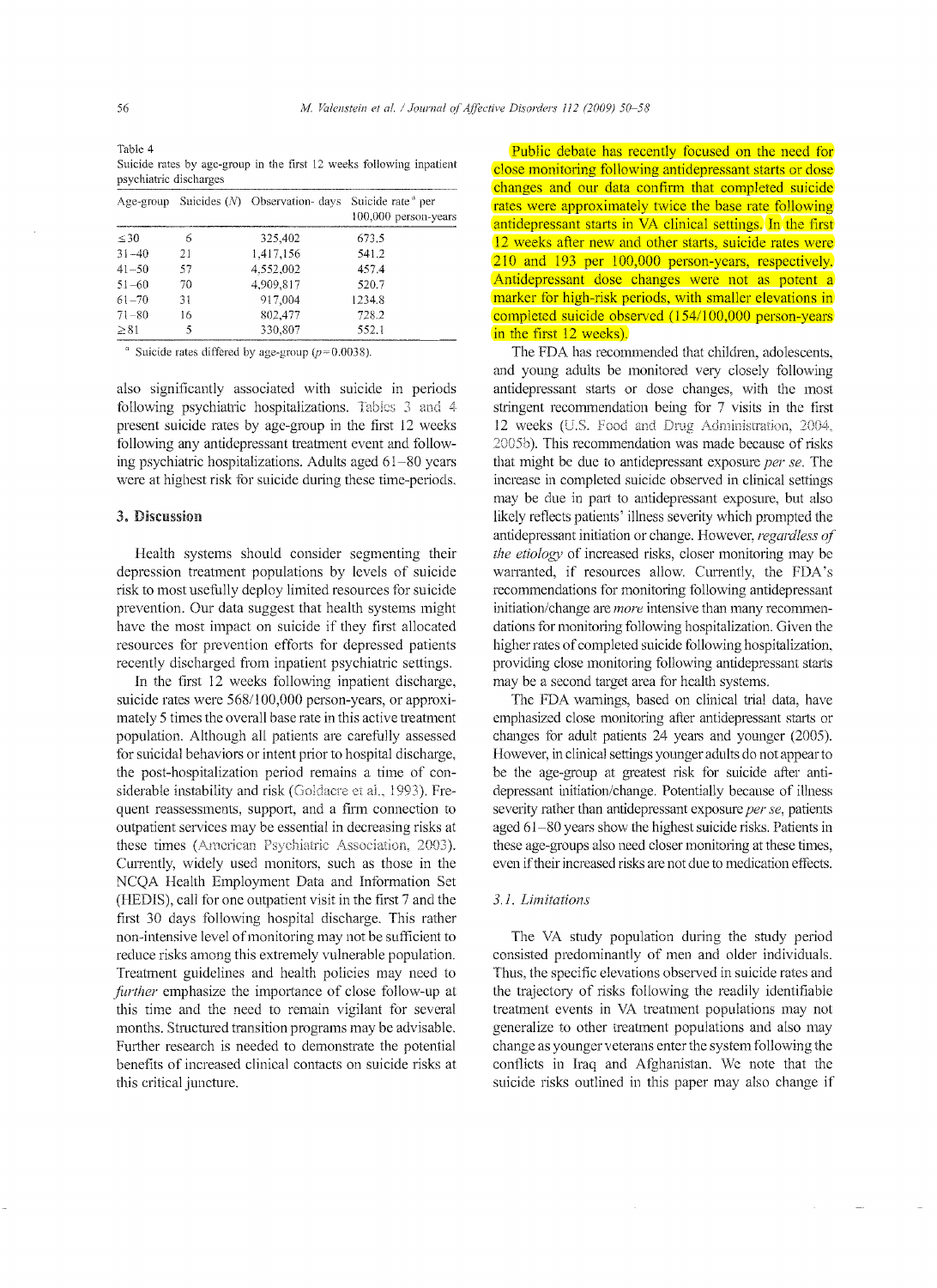Table 4
Suicide rates by age-group in the first 12 weeks following inpatient psychiatric discharges

| Age-group | Suicides (N) | Observation- days | Suicide rate[a] per 100,000 person-years |
|---|---|---|---|
| ≤30 | 6 | 325,402 | 673.5 |
| 31–40 | 21 | 1,417,156 | 541.2 |
| 41–50 | 57 | 4,552,002 | 457.4 |
| 51–60 | 70 | 4,909,817 | 520.7 |
| 61–70 | 31 | 917,004 | 1234.8 |
| 71–80 | 16 | 802,477 | 728.2 |
| ≥81 | 5 | 330,807 | 552.1 |

[a] Suicide rates differed by age-group ($p=0.0038$).

also significantly associated with suicide in periods following psychiatric hospitalizations. Tables 3 and 4 present suicide rates by age-group in the first 12 weeks following any antidepressant treatment event and following psychiatric hospitalizations. Adults aged 61–80 years were at highest risk for suicide during these time-periods.

## 3. Discussion

Health systems should consider segmenting their depression treatment populations by levels of suicide risk to most usefully deploy limited resources for suicide prevention. Our data suggest that health systems might have the most impact on suicide if they first allocated resources for prevention efforts for depressed patients recently discharged from inpatient psychiatric settings.

In the first 12 weeks following inpatient discharge, suicide rates were 568/100,000 person-years, or approximately 5 times the overall base rate in this active treatment population. Although all patients are carefully assessed for suicidal behaviors or intent prior to hospital discharge, the post-hospitalization period remains a time of considerable instability and risk (Goldacre et al., 1993). Frequent reassessments, support, and a firm connection to outpatient services may be essential in decreasing risks at these times (American Psychiatric Association, 2003). Currently, widely used monitors, such as those in the NCQA Health Employment Data and Information Set (HEDIS), call for one outpatient visit in the first 7 and the first 30 days following hospital discharge. This rather non-intensive level of monitoring may not be sufficient to reduce risks among this extremely vulnerable population. Treatment guidelines and health policies may need to *further* emphasize the importance of close follow-up at this time and the need to remain vigilant for several months. Structured transition programs may be advisable. Further research is needed to demonstrate the potential benefits of increased clinical contacts on suicide risks at this critical juncture.

Public debate has recently focused on the need for close monitoring following antidepressant starts or dose changes and our data confirm that completed suicide rates were approximately twice the base rate following antidepressant starts in VA clinical settings. In the first 12 weeks after new and other starts, suicide rates were 210 and 193 per 100,000 person-years, respectively. Antidepressant dose changes were not as potent a marker for high-risk periods, with smaller elevations in completed suicide observed (154/100,000 person-years in the first 12 weeks).

The FDA has recommended that children, adolescents, and young adults be monitored very closely following antidepressant starts or dose changes, with the most stringent recommendation being for 7 visits in the first 12 weeks (U.S. Food and Drug Administration, 2004, 2005b). This recommendation was made because of risks that might be due to antidepressant exposure *per se*. The increase in completed suicide observed in clinical settings may be due in part to antidepressant exposure, but also likely reflects patients' illness severity which prompted the antidepressant initiation or change. However, *regardless of the etiology* of increased risks, closer monitoring may be warranted, if resources allow. Currently, the FDA's recommendations for monitoring following antidepressant initiation/change are *more* intensive than many recommendations for monitoring following hospitalization. Given the higher rates of completed suicide following hospitalization, providing close monitoring following antidepressant starts may be a second target area for health systems.

The FDA warnings, based on clinical trial data, have emphasized close monitoring after antidepressant starts or changes for adult patients 24 years and younger (2005). However, in clinical settings younger adults do not appear to be the age-group at greatest risk for suicide after antidepressant initiation/change. Potentially because of illness severity rather than antidepressant exposure *per se*, patients aged 61–80 years show the highest suicide risks. Patients in these age-groups also need closer monitoring at these times, even if their increased risks are not due to medication effects.

### 3.1. Limitations

The VA study population during the study period consisted predominantly of men and older individuals. Thus, the specific elevations observed in suicide rates and the trajectory of risks following the readily identifiable treatment events in VA treatment populations may not generalize to other treatment populations and also may change as younger veterans enter the system following the conflicts in Iraq and Afghanistan. We note that the suicide risks outlined in this paper may also change if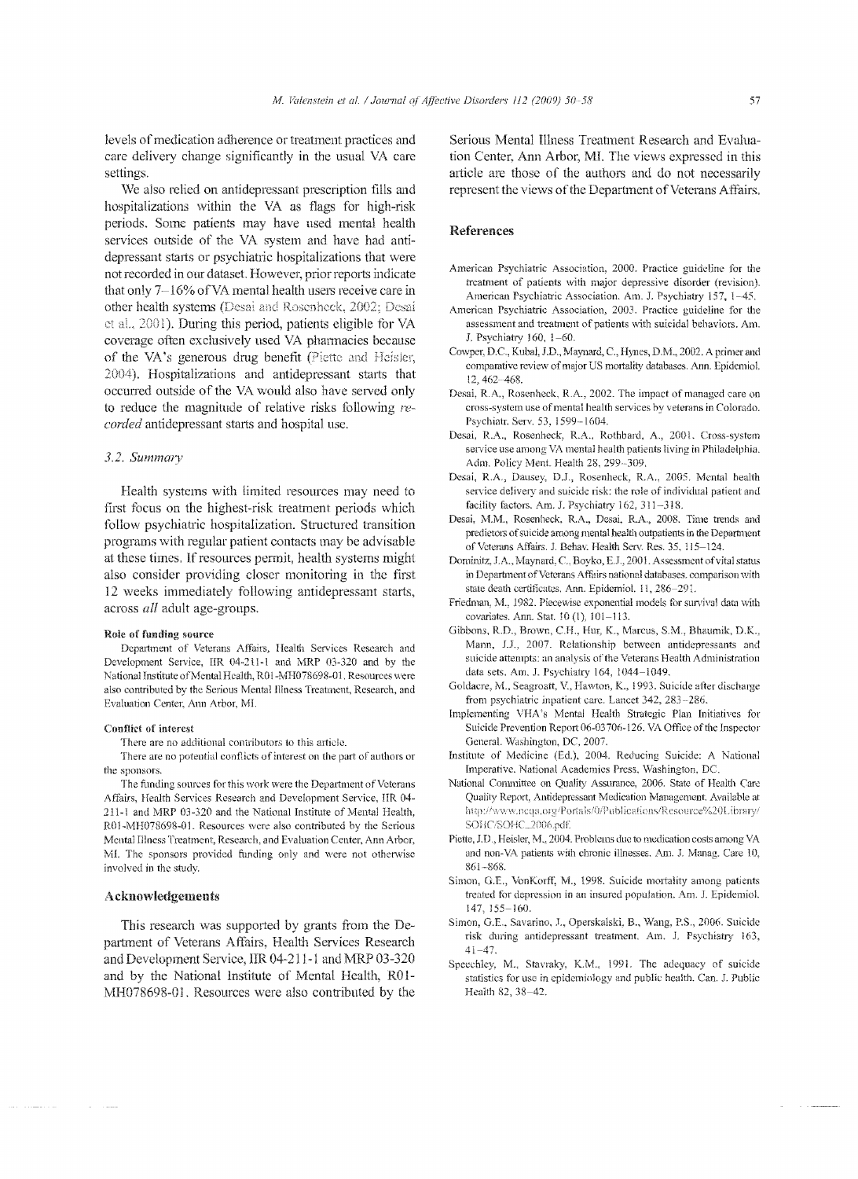levels of medication adherence or treatment practices and care delivery change significantly in the usual VA care settings.

We also relied on antidepressant prescription fills and hospitalizations within the VA as flags for high-risk periods. Some patients may have used mental health services outside of the VA system and have had antidepressant starts or psychiatric hospitalizations that were not recorded in our dataset. However, prior reports indicate that only 7–16% of VA mental health users receive care in other health systems (Desai and Rosenheck, 2002; Desai et al., 2001). During this period, patients eligible for VA coverage often exclusively used VA pharmacies because of the VA's generous drug benefit (Piette and Heisler, 2004). Hospitalizations and antidepressant starts that occurred outside of the VA would also have served only to reduce the magnitude of relative risks following *recorded* antidepressant starts and hospital use.

### 3.2. Summary

Health systems with limited resources may need to first focus on the highest-risk treatment periods which follow psychiatric hospitalization. Structured transition programs with regular patient contacts may be advisable at these times. If resources permit, health systems might also consider providing closer monitoring in the first 12 weeks immediately following antidepressant starts, across *all* adult age-groups.

#### Role of funding source

Department of Veterans Affairs, Health Services Research and Development Service, IIR 04-211-1 and MRP 03-320 and by the National Institute of Mental Health, R01-MH078698-01. Resources were also contributed by the Serious Mental Illness Treatment, Research, and Evaluation Center, Ann Arbor, MI.

#### Conflict of interest

There are no additional contributors to this article.

There are no potential conflicts of interest on the part of authors or the sponsors.

The funding sources for this work were the Department of Veterans Affairs, Health Services Research and Development Service, IIR 04-211-1 and MRP 03-320 and the National Institute of Mental Health, R01-MH078698-01. Resources were also contributed by the Serious Mental Illness Treatment, Research, and Evaluation Center, Ann Arbor, MI. The sponsors provided funding only and were not otherwise involved in the study.

## Acknowledgements

This research was supported by grants from the Department of Veterans Affairs, Health Services Research and Development Service, IIR 04-211-1 and MRP 03-320 and by the National Institute of Mental Health, R01-MH078698-01. Resources were also contributed by the Serious Mental Illness Treatment Research and Evaluation Center, Ann Arbor, MI. The views expressed in this article are those of the authors and do not necessarily represent the views of the Department of Veterans Affairs.

## References

American Psychiatric Association, 2000. Practice guideline for the treatment of patients with major depressive disorder (revision). American Psychiatric Association. Am. J. Psychiatry 157, 1–45.

American Psychiatric Association, 2003. Practice guideline for the assessment and treatment of patients with suicidal behaviors. Am. J. Psychiatry 160, 1–60.

Cowper, D.C., Kubal, J.D., Maynard, C., Hynes, D.M., 2002. A primer and comparative review of major US mortality databases. Ann. Epidemiol. 12, 462–468.

Desai, R.A., Rosenheck, R.A., 2002. The impact of managed care on cross-system use of mental health services by veterans in Colorado. Psychiatr. Serv. 53, 1599–1604.

Desai, R.A., Rosenheck, R.A., Rothbard, A., 2001. Cross-system service use among VA mental health patients living in Philadelphia. Adm. Policy Ment. Health 28, 299–309.

Desai, R.A., Dausey, D.J., Rosenheck, R.A., 2005. Mental health service delivery and suicide risk: the role of individual patient and facility factors. Am. J. Psychiatry 162, 311–318.

Desai, M.M., Rosenheck, R.A., Desai, R.A., 2008. Time trends and predictors of suicide among mental health outpatients in the Department of Veterans Affairs. J. Behav. Health Serv. Res. 35, 115–124.

Dominitz, J.A., Maynard, C., Boyko, E.J., 2001. Assessment of vital status in Department of Veterans Affairs national databases. comparison with state death certificates. Ann. Epidemiol. 11, 286–291.

Friedman, M., 1982. Piecewise exponential models for survival data with covariates. Ann. Stat. 10 (1), 101–113.

Gibbons, R.D., Brown, C.H., Hur, K., Marcus, S.M., Bhaumik, D.K., Mann, J.J., 2007. Relationship between antidepressants and suicide attempts: an analysis of the Veterans Health Administration data sets. Am. J. Psychiatry 164, 1044–1049.

Goldacre, M., Seagroatt, V., Hawton, K., 1993. Suicide after discharge from psychiatric inpatient care. Lancet 342, 283–286.

Implementing VHA's Mental Health Strategic Plan Initiatives for Suicide Prevention Report 06-03706-126. VA Office of the Inspector General. Washington, DC, 2007.

Institute of Medicine (Ed.), 2004. Reducing Suicide: A National Imperative. National Academies Press, Washington, DC.

National Committee on Quality Assurance, 2006. State of Health Care Quality Report, Antidepressant Medication Management. Available at http://www.ncqa.org/Portals/0/Publications/Resource%20Library/SOHC/SOHC_2006.pdf.

Piette, J.D., Heisler, M., 2004. Problems due to medication costs among VA and non-VA patients with chronic illnesses. Am. J. Manag. Care 10, 861–868.

Simon, G.E., VonKorff, M., 1998. Suicide mortality among patients treated for depression in an insured population. Am. J. Epidemiol. 147, 155–160.

Simon, G.E., Savarino, J., Operskalski, B., Wang, P.S., 2006. Suicide risk during antidepressant treatment. Am. J. Psychiatry 163, 41–47.

Speechley, M., Stavraky, K.M., 1991. The adequacy of suicide statistics for use in epidemiology and public health. Can. J. Public Health 82, 38–42.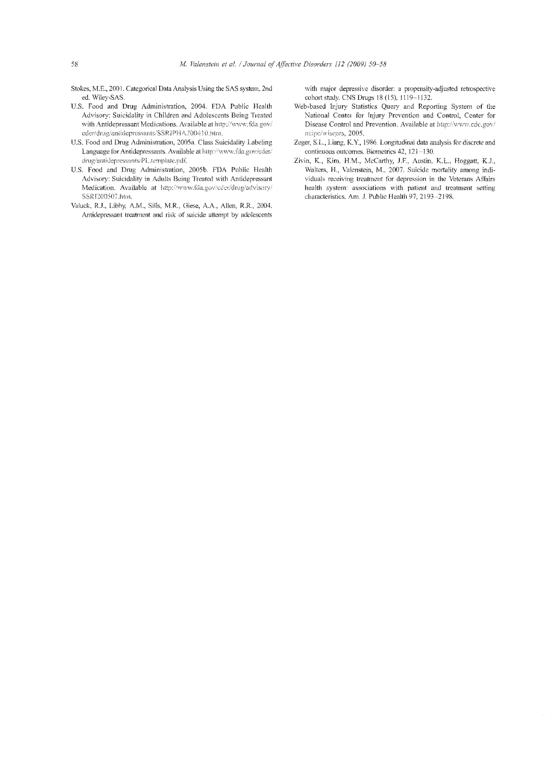Stokes, M.E., 2001. Categorical Data Analysis Using the SAS system, 2nd ed. Wiley-SAS.

U.S. Food and Drug Administration, 2004. FDA Public Health Advisory: Suicidality in Children and Adolescents Being Treated with Antidepressant Medications. Available at http://www.fda.gov/cder/drug/antidepressants/SSRIPHA200410.htm.

U.S. Food and Drug Administration, 2005a. Class Suicidality Labeling Language for Antidepressants. Available at http://www.fda.gov/cder/drug/antidepressants/PI_template.pdf.

U.S. Food and Drug Administration, 2005b. FDA Public Health Advisory: Suicidality in Adults Being Treated with Antidepressant Medication. Available at http://www.fda.gov/cder/drug/advisory/SSRI200507.htm.

Valuck, R.J., Libby, A.M., Sills, M.R., Giese, A.A., Allen, R.R., 2004. Antidepressant treatment and risk of suicide attempt by adolescents with major depressive disorder: a propensity-adjusted retrospective cohort study. CNS Drugs 18 (15), 1119–1132.

Web-based Injury Statistics Query and Reporting System of the National Center for Injury Prevention and Control, Center for Disease Control and Prevention. Available at http://www.cdc.gov/ncipc/wisqars, 2005.

Zeger, S.L., Liang, K.Y., 1986. Longitudinal data analysis for discrete and continuous outcomes. Biometrics 42, 121–130.

Zivin, K., Kim, H.M., McCarthy, J.F., Austin, K.L., Hoggatt, K.J., Walters, H., Valenstein, M., 2007. Suicide mortality among individuals receiving treatment for depression in the Veterans Affairs health system: associations with patient and treatment setting characteristics. Am. J. Public Health 97, 2193–2198.